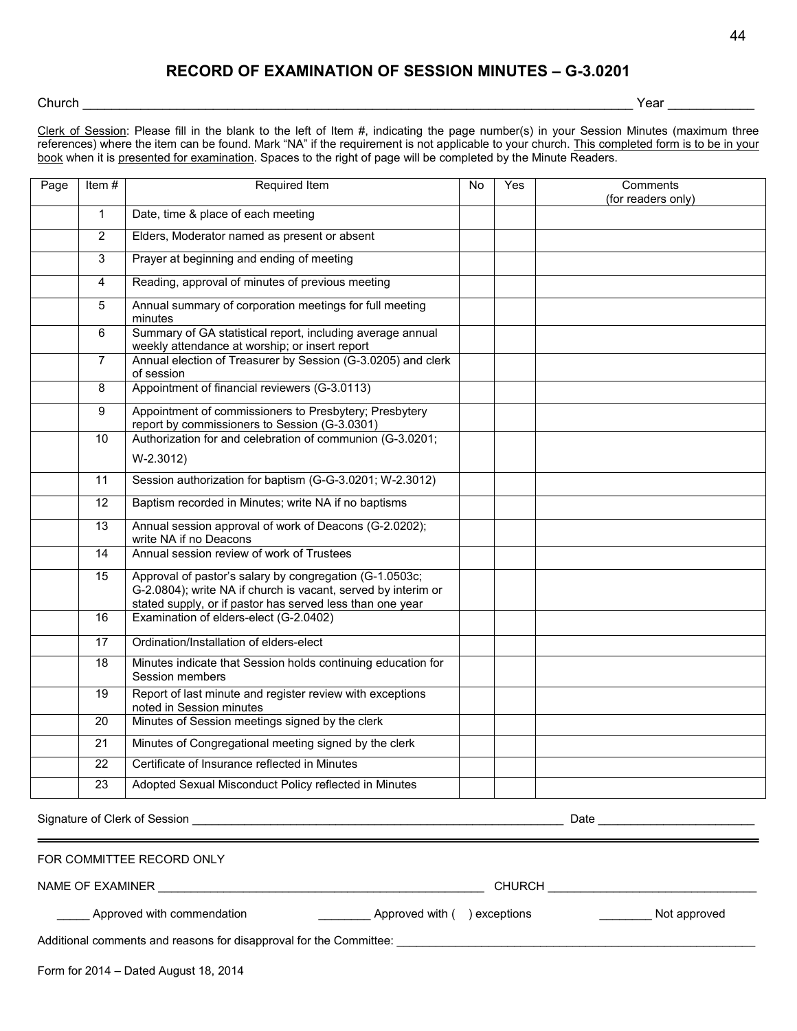# RECORD OF EXAMINATION OF SESSION MINUTES – G-3.0201

Church ______________________________________________________________________________ Year ____________

Clerk of Session: Please fill in the blank to the left of Item #, indicating the page number(s) in your Session Minutes (maximum three references) where the item can be found. Mark "NA" if the requirement is not applicable to your church. This completed form is to be in your book when it is presented for examination. Spaces to the right of page will be completed by the Minute Readers.

| Page | Item # | Required Item | No | Yes | Comments (for readers only) |
|---|---|---|---|---|---|
| | 1 | Date, time & place of each meeting | | | |
| | 2 | Elders, Moderator named as present or absent | | | |
| | 3 | Prayer at beginning and ending of meeting | | | |
| | 4 | Reading, approval of minutes of previous meeting | | | |
| | 5 | Annual summary of corporation meetings for full meeting minutes | | | |
| | 6 | Summary of GA statistical report, including average annual weekly attendance at worship; or insert report | | | |
| | 7 | Annual election of Treasurer by Session (G-3.0205) and clerk of session | | | |
| | 8 | Appointment of financial reviewers (G-3.0113) | | | |
| | 9 | Appointment of commissioners to Presbytery; Presbytery report by commissioners to Session (G-3.0301) | | | |
| | 10 | Authorization for and celebration of communion (G-3.0201; W-2.3012) | | | |
| | 11 | Session authorization for baptism (G-G-3.0201; W-2.3012) | | | |
| | 12 | Baptism recorded in Minutes; write NA if no baptisms | | | |
| | 13 | Annual session approval of work of Deacons (G-2.0202); write NA if no Deacons | | | |
| | 14 | Annual session review of work of Trustees | | | |
| | 15 | Approval of pastor's salary by congregation (G-1.0503c; G-2.0804); write NA if church is vacant, served by interim or stated supply, or if pastor has served less than one year | | | |
| | 16 | Examination of elders-elect (G-2.0402) | | | |
| | 17 | Ordination/Installation of elders-elect | | | |
| | 18 | Minutes indicate that Session holds continuing education for Session members | | | |
| | 19 | Report of last minute and register review with exceptions noted in Session minutes | | | |
| | 20 | Minutes of Session meetings signed by the clerk | | | |
| | 21 | Minutes of Congregational meeting signed by the clerk | | | |
| | 22 | Certificate of Insurance reflected in Minutes | | | |
| | 23 | Adopted Sexual Misconduct Policy reflected in Minutes | | | |

Signature of Clerk of Session ____________________________________________________________ Date ________________________

---

FOR COMMITTEE RECORD ONLY

NAME OF EXAMINER ____________________________________________________ CHURCH _______________________________

_____ Approved with commendation ________ Approved with (   ) exceptions ________ Not approved

Additional comments and reasons for disapproval for the Committee: _________________________________________________________

Form for 2014 – Dated August 18, 2014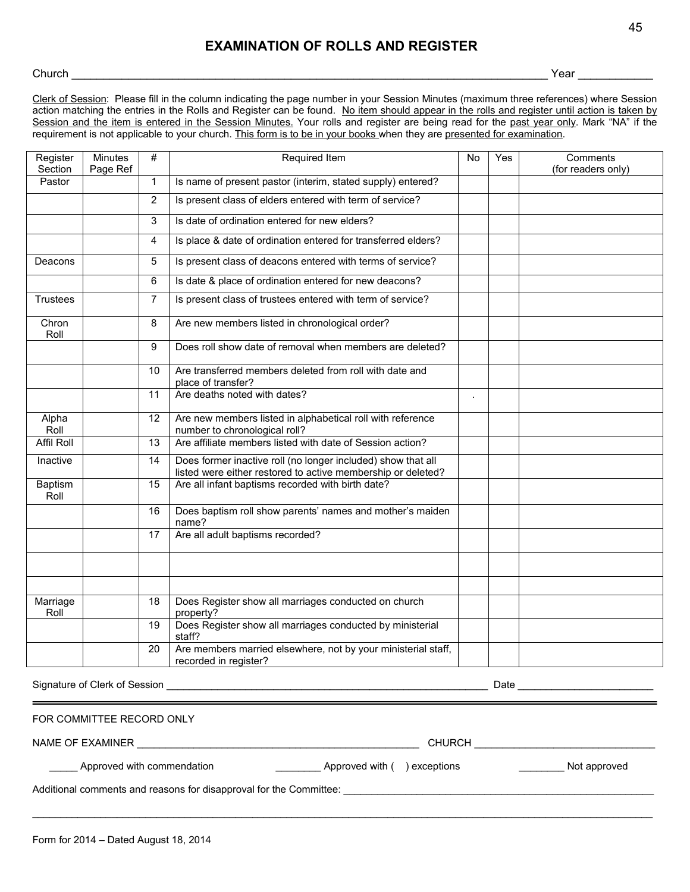# EXAMINATION OF ROLLS AND REGISTER

Church ________________________________________________________________________________ Year ____________

Clerk of Session: Please fill in the column indicating the page number in your Session Minutes (maximum three references) where Session action matching the entries in the Rolls and Register can be found. No item should appear in the rolls and register until action is taken by Session and the item is entered in the Session Minutes. Your rolls and register are being read for the past year only. Mark "NA" if the requirement is not applicable to your church. This form is to be in your books when they are presented for examination.

| Register Section | Minutes Page Ref | # | Required Item | No | Yes | Comments (for readers only) |
|---|---|---|---|---|---|---|
| Pastor | | 1 | Is name of present pastor (interim, stated supply) entered? | | | |
| | | 2 | Is present class of elders entered with term of service? | | | |
| | | 3 | Is date of ordination entered for new elders? | | | |
| | | 4 | Is place & date of ordination entered for transferred elders? | | | |
| Deacons | | 5 | Is present class of deacons entered with terms of service? | | | |
| | | 6 | Is date & place of ordination entered for new deacons? | | | |
| Trustees | | 7 | Is present class of trustees entered with term of service? | | | |
| Chron Roll | | 8 | Are new members listed in chronological order? | | | |
| | | 9 | Does roll show date of removal when members are deleted? | | | |
| | | 10 | Are transferred members deleted from roll with date and place of transfer? | | | |
| | | 11 | Are deaths noted with dates? | . | | |
| Alpha Roll | | 12 | Are new members listed in alphabetical roll with reference number to chronological roll? | | | |
| Affil Roll | | 13 | Are affiliate members listed with date of Session action? | | | |
| Inactive | | 14 | Does former inactive roll (no longer included) show that all listed were either restored to active membership or deleted? | | | |
| Baptism Roll | | 15 | Are all infant baptisms recorded with birth date? | | | |
| | | 16 | Does baptism roll show parents' names and mother's maiden name? | | | |
| | | 17 | Are all adult baptisms recorded? | | | |
| | | | | | | |
| | | | | | | |
| Marriage Roll | | 18 | Does Register show all marriages conducted on church property? | | | |
| | | 19 | Does Register show all marriages conducted by ministerial staff? | | | |
| | | 20 | Are members married elsewhere, not by your ministerial staff, recorded in register? | | | |

Signature of Clerk of Session ____________________________________________________________ Date ________________________

---

FOR COMMITTEE RECORD ONLY

NAME OF EXAMINER ___________________________________________________ CHURCH ________________________________

_____ Approved with commendation ________ Approved with ( ) exceptions ________ Not approved

Additional comments and reasons for disapproval for the Committee: ___________________________________________________________

______________________________________________________________________________________________________________

Form for 2014 – Dated August 18, 2014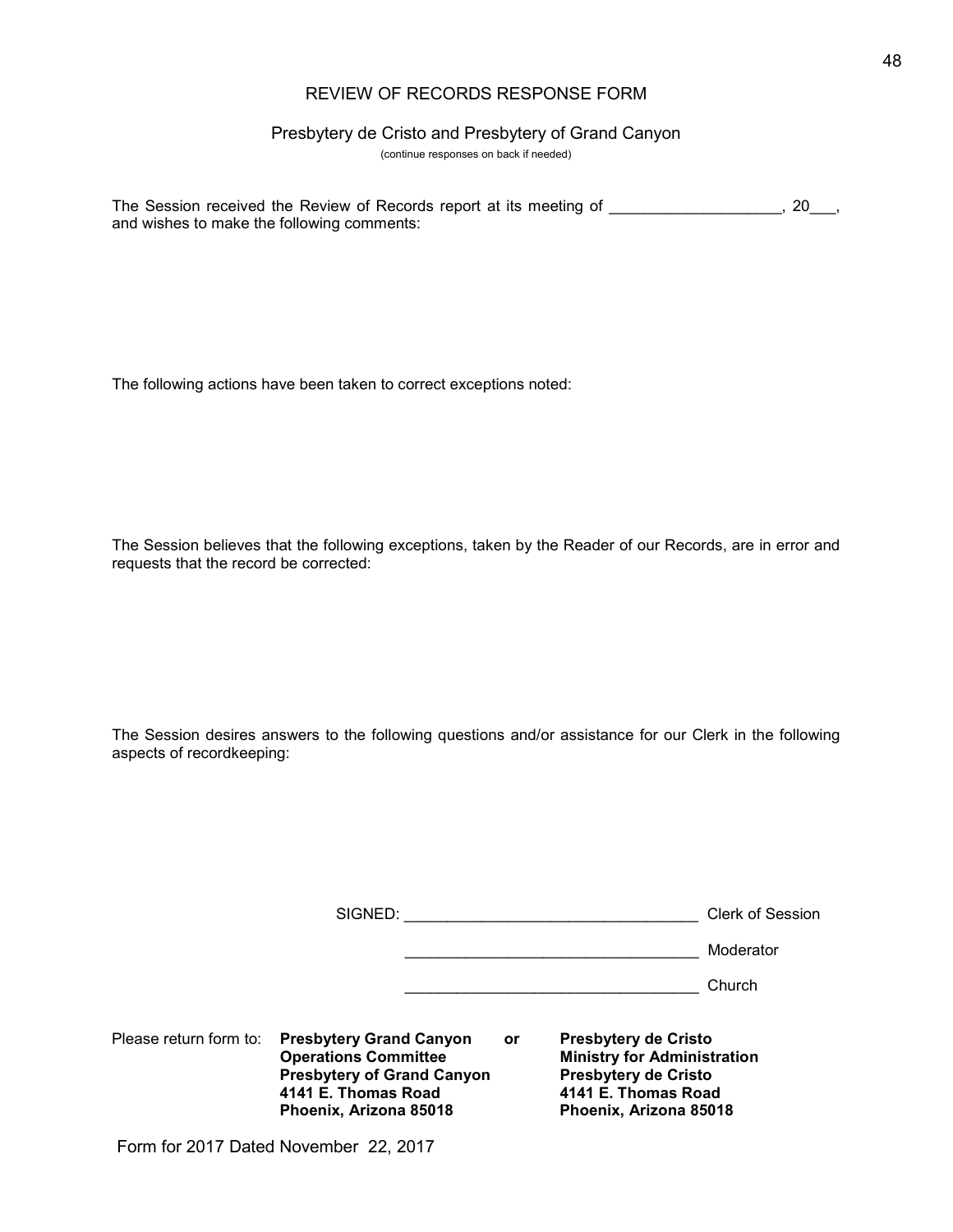# REVIEW OF RECORDS RESPONSE FORM

## Presbytery de Cristo and Presbytery of Grand Canyon

(continue responses on back if needed)

The Session received the Review of Records report at its meeting of ____________________, 20___, and wishes to make the following comments:

The following actions have been taken to correct exceptions noted:

The Session believes that the following exceptions, taken by the Reader of our Records, are in error and requests that the record be corrected:

The Session desires answers to the following questions and/or assistance for our Clerk in the following aspects of recordkeeping:

SIGNED: __________________________________ Clerk of Session

__________________________________ Moderator

__________________________________ Church

Please return form to:

**Presbytery Grand Canyon**
**Operations Committee**
**Presbytery of Grand Canyon**
**4141 E. Thomas Road**
**Phoenix, Arizona 85018**

or

**Presbytery de Cristo**
**Ministry for Administration**
**Presbytery de Cristo**
**4141 E. Thomas Road**
**Phoenix, Arizona 85018**

Form for 2017 Dated November 22, 2017